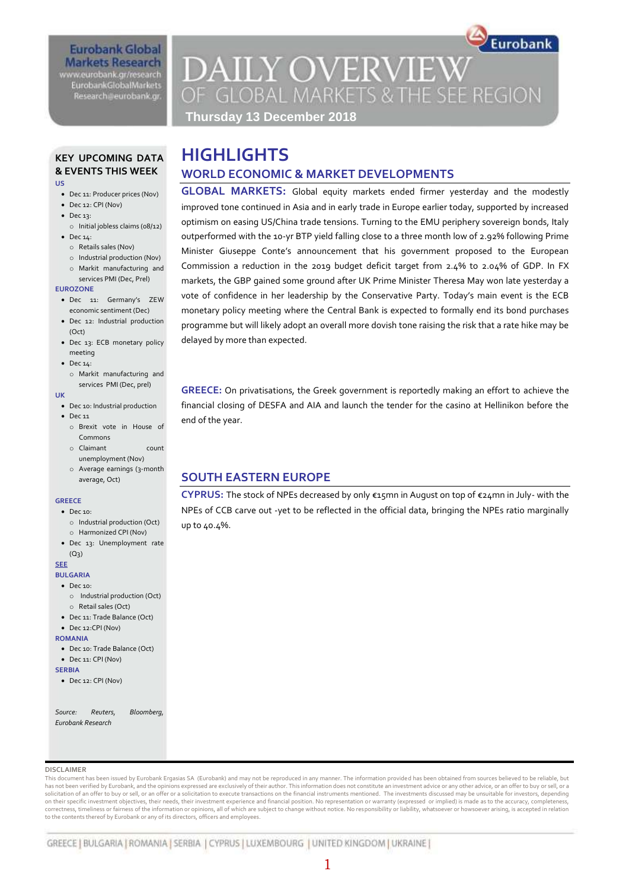Eurobank Global Markets Research
www.eurobank.gr/research
EurobankGlobalMarkets Research@eurobank.gr

# DAILY OVERVIEW
## OF GLOBAL MARKETS & THE SEE REGION

**Thursday 13 December 2018**

## KEY UPCOMING DATA & EVENTS THIS WEEK

**US**

- Dec 11: Producer prices (Nov)
- Dec 12: CPI (Nov)
- Dec 13:
  - Initial jobless claims (08/12)
- Dec 14:
  - Retails sales (Nov)
  - Industrial production (Nov)
  - Markit manufacturing and services PMI (Dec, Prel)

**EUROZONE**

- Dec 11: Germany's ZEW economic sentiment (Dec)
- Dec 12: Industrial production (Oct)
- Dec 13: ECB monetary policy meeting
- Dec 14:
  - Markit manufacturing and services PMI (Dec, prel)

**UK**

- Dec 10: Industrial production
- Dec 11
  - Brexit vote in House of Commons
  - Claimant count unemployment (Nov)
  - Average earnings (3-month average, Oct)

**GREECE**

- Dec 10:
  - Industrial production (Oct)
  - Harmonized CPI (Nov)
- Dec 13: Unemployment rate (Q3)

**SEE**

**BULGARIA**

- Dec 10:
  - Industrial production (Oct)
  - Retail sales (Oct)
- Dec 11: Trade Balance (Oct)
- Dec 12:CPI (Nov)

**ROMANIA**

- Dec 10: Trade Balance (Oct)
- Dec 11: CPI (Nov)

**SERBIA**

- Dec 12: CPI (Nov)

*Source: Reuters, Bloomberg, Eurobank Research*

# HIGHLIGHTS

## WORLD ECONOMIC & MARKET DEVELOPMENTS

**GLOBAL MARKETS:** Global equity markets ended firmer yesterday and the modestly improved tone continued in Asia and in early trade in Europe earlier today, supported by increased optimism on easing US/China trade tensions. Turning to the EMU periphery sovereign bonds, Italy outperformed with the 10-yr BTP yield falling close to a three month low of 2.92% following Prime Minister Giuseppe Conte's announcement that his government proposed to the European Commission a reduction in the 2019 budget deficit target from 2.4% to 2.04% of GDP. In FX markets, the GBP gained some ground after UK Prime Minister Theresa May won late yesterday a vote of confidence in her leadership by the Conservative Party. Today's main event is the ECB monetary policy meeting where the Central Bank is expected to formally end its bond purchases programme but will likely adopt an overall more dovish tone raising the risk that a rate hike may be delayed by more than expected.

**GREECE:** On privatisations, the Greek government is reportedly making an effort to achieve the financial closing of DESFA and AIA and launch the tender for the casino at Hellinikon before the end of the year.

## SOUTH EASTERN EUROPE

**CYPRUS:** The stock of NPEs decreased by only €15mn in August on top of €24mn in July- with the NPEs of CCB carve out -yet to be reflected in the official data, bringing the NPEs ratio marginally up to 40.4%.

DISCLAIMER

This document has been issued by Eurobank Ergasias SA (Eurobank) and may not be reproduced in any manner. The information provided has been obtained from sources believed to be reliable, but has not been verified by Eurobank, and the opinions expressed are exclusively of their author. This information does not constitute an investment advice or any other advice, or an offer to buy or sell, or a solicitation of an offer to buy or sell, or an offer or a solicitation to execute transactions on the financial instruments mentioned. The investments discussed may be unsuitable for investors, depending on their specific investment objectives, their needs, their investment experience and financial position. No representation or warranty (expressed or implied) is made as to the accuracy, completeness, correctness, timeliness or fairness of the information or opinions, all of which are subject to change without notice. No responsibility or liability, whatsoever or howsoever arising, is accepted in relation to the contents thereof by Eurobank or any of its directors, officers and employees.

GREECE | BULGARIA | ROMANIA | SERBIA | CYPRUS | LUXEMBOURG | UNITED KINGDOM | UKRAINE |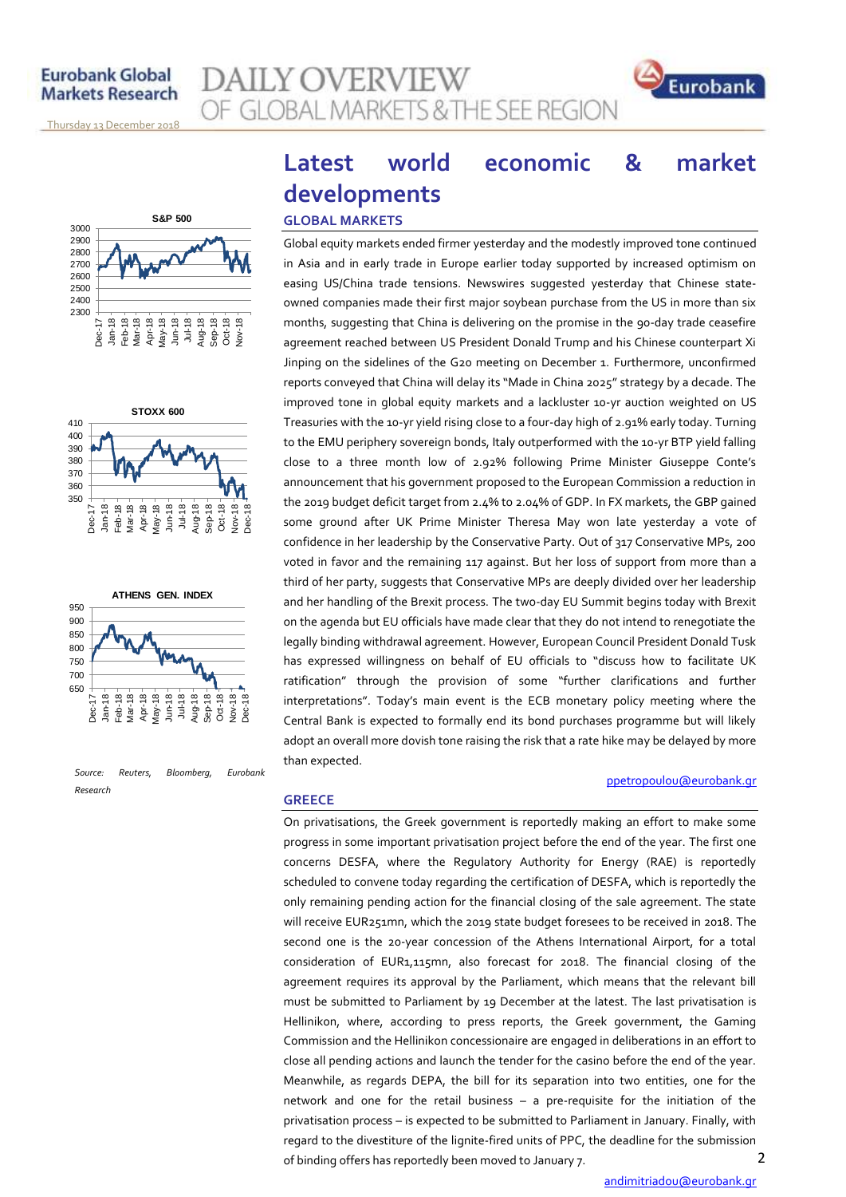# Latest world economic & market developments

## GLOBAL MARKETS

Global equity markets ended firmer yesterday and the modestly improved tone continued in Asia and in early trade in Europe earlier today supported by increased optimism on easing US/China trade tensions. Newswires suggested yesterday that Chinese state-owned companies made their first major soybean purchase from the US in more than six months, suggesting that China is delivering on the promise in the 90-day trade ceasefire agreement reached between US President Donald Trump and his Chinese counterpart Xi Jinping on the sidelines of the G20 meeting on December 1. Furthermore, unconfirmed reports conveyed that China will delay its "Made in China 2025" strategy by a decade. The improved tone in global equity markets and a lackluster 10-yr auction weighted on US Treasuries with the 10-yr yield rising close to a four-day high of 2.91% early today. Turning to the EMU periphery sovereign bonds, Italy outperformed with the 10-yr BTP yield falling close to a three month low of 2.92% following Prime Minister Giuseppe Conte's announcement that his government proposed to the European Commission a reduction in the 2019 budget deficit target from 2.4% to 2.04% of GDP. In FX markets, the GBP gained some ground after UK Prime Minister Theresa May won late yesterday a vote of confidence in her leadership by the Conservative Party. Out of 317 Conservative MPs, 200 voted in favor and the remaining 117 against. But her loss of support from more than a third of her party, suggests that Conservative MPs are deeply divided over her leadership and her handling of the Brexit process. The two-day EU Summit begins today with Brexit on the agenda but EU officials have made clear that they do not intend to renegotiate the legally binding withdrawal agreement. However, European Council President Donald Tusk has expressed willingness on behalf of EU officials to "discuss how to facilitate UK ratification" through the provision of some "further clarifications and further interpretations". Today's main event is the ECB monetary policy meeting where the Central Bank is expected to formally end its bond purchases programme but will likely adopt an overall more dovish tone raising the risk that a rate hike may be delayed by more than expected.

ppetropoulou@eurobank.gr

*Source: Reuters, Bloomberg, Eurobank Research*

## GREECE

On privatisations, the Greek government is reportedly making an effort to make some progress in some important privatisation project before the end of the year. The first one concerns DESFA, where the Regulatory Authority for Energy (RAE) is reportedly scheduled to convene today regarding the certification of DESFA, which is reportedly the only remaining pending action for the financial closing of the sale agreement. The state will receive EUR251mn, which the 2019 state budget foresees to be received in 2018. The second one is the 20-year concession of the Athens International Airport, for a total consideration of EUR1,115mn, also forecast for 2018. The financial closing of the agreement requires its approval by the Parliament, which means that the relevant bill must be submitted to Parliament by 19 December at the latest. The last privatisation is Hellinikon, where, according to press reports, the Greek government, the Gaming Commission and the Hellinikon concessionaire are engaged in deliberations in an effort to close all pending actions and launch the tender for the casino before the end of the year. Meanwhile, as regards DEPA, the bill for its separation into two entities, one for the network and one for the retail business – a pre-requisite for the initiation of the privatisation process – is expected to be submitted to Parliament in January. Finally, with regard to the divestiture of the lignite-fired units of PPC, the deadline for the submission of binding offers has reportedly been moved to January 7.

andimitriadou@eurobank.gr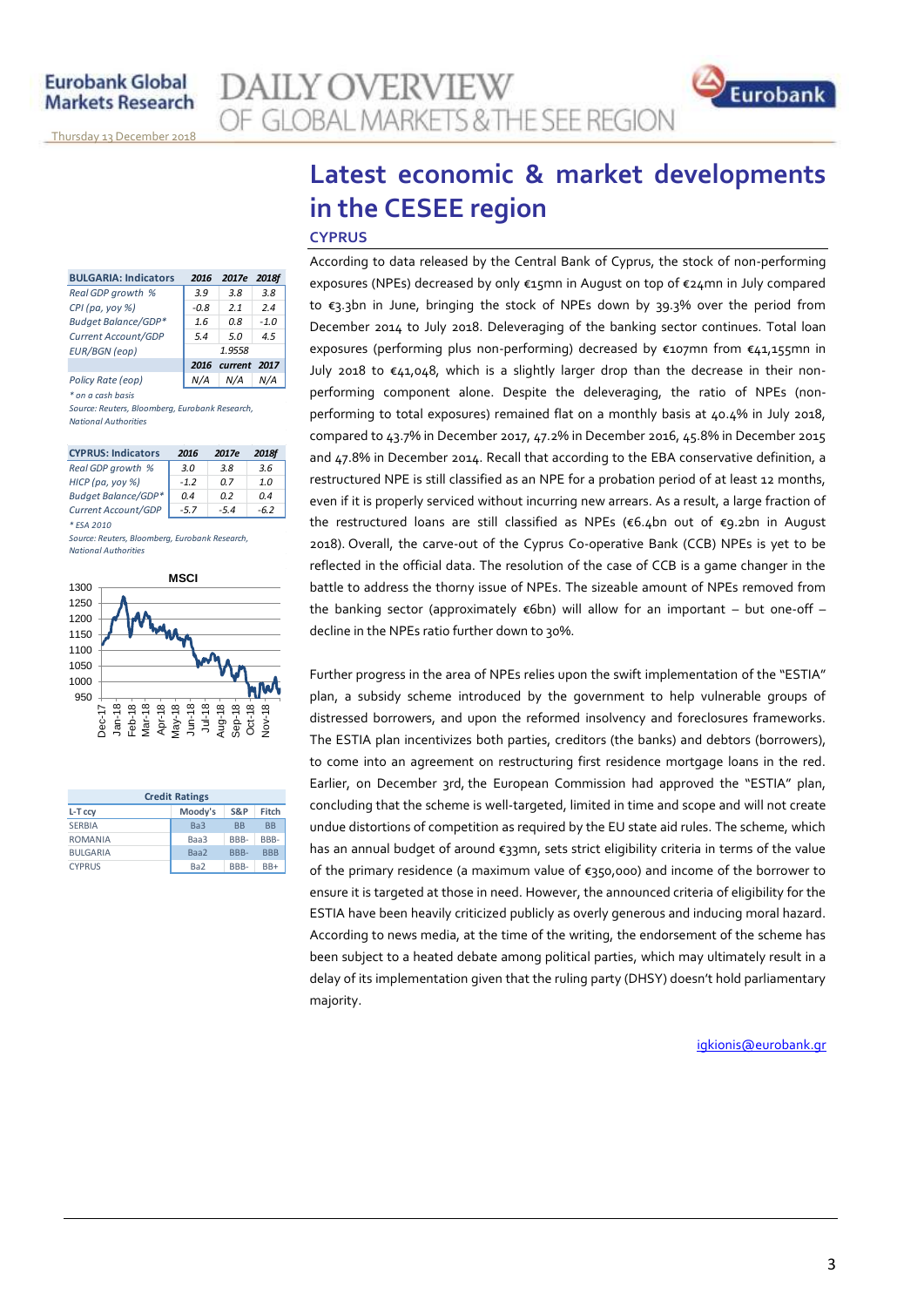# Latest economic & market developments in the CESEE region

## CYPRUS

According to data released by the Central Bank of Cyprus, the stock of non-performing exposures (NPEs) decreased by only €15mn in August on top of €24mn in July compared to €3.3bn in June, bringing the stock of NPEs down by 39.3% over the period from December 2014 to July 2018. Deleveraging of the banking sector continues. Total loan exposures (performing plus non-performing) decreased by €107mn from €41,155mn in July 2018 to €41,048, which is a slightly larger drop than the decrease in their non-performing component alone. Despite the deleveraging, the ratio of NPEs (non-performing to total exposures) remained flat on a monthly basis at 40.4% in July 2018, compared to 43.7% in December 2017, 47.2% in December 2016, 45.8% in December 2015 and 47.8% in December 2014. Recall that according to the EBA conservative definition, a restructured NPE is still classified as an NPE for a probation period of at least 12 months, even if it is properly serviced without incurring new arrears. As a result, a large fraction of the restructured loans are still classified as NPEs (€6.4bn out of €9.2bn in August 2018). Overall, the carve-out of the Cyprus Co-operative Bank (CCB) NPEs is yet to be reflected in the official data. The resolution of the case of CCB is a game changer in the battle to address the thorny issue of NPEs. The sizeable amount of NPEs removed from the banking sector (approximately €6bn) will allow for an important – but one-off – decline in the NPEs ratio further down to 30%.

Further progress in the area of NPEs relies upon the swift implementation of the "ESTIA" plan, a subsidy scheme introduced by the government to help vulnerable groups of distressed borrowers, and upon the reformed insolvency and foreclosures frameworks. The ESTIA plan incentivizes both parties, creditors (the banks) and debtors (borrowers), to come into an agreement on restructuring first residence mortgage loans in the red. Earlier, on December 3rd, the European Commission had approved the "ESTIA" plan, concluding that the scheme is well-targeted, limited in time and scope and will not create undue distortions of competition as required by the EU state aid rules. The scheme, which has an annual budget of around €33mn, sets strict eligibility criteria in terms of the value of the primary residence (a maximum value of €350,000) and income of the borrower to ensure it is targeted at those in need. However, the announced criteria of eligibility for the ESTIA have been heavily criticized publicly as overly generous and inducing moral hazard. According to news media, at the time of the writing, the endorsement of the scheme has been subject to a heated debate among political parties, which may ultimately result in a delay of its implementation given that the ruling party (DHSY) doesn't hold parliamentary majority.

igkionis@eurobank.gr

| BULGARIA: Indicators | 2016 | 2017e | 2018f |
|---|---|---|---|
| *Real GDP growth %* | 3.9 | 3.8 | 3.8 |
| *CPI (pa, yoy %)* | -0.8 | 2.1 | 2.4 |
| *Budget Balance/GDP\** | 1.6 | 0.8 | -1.0 |
| *Current Account/GDP* | 5.4 | 5.0 | 4.5 |
| *EUR/BGN (eop)* | | 1.9558 | |
| | 2016 | current | 2017 |
| *Policy Rate (eop)* | N/A | N/A | N/A |

*\* on a cash basis*

*Source: Reuters, Bloomberg, Eurobank Research, National Authorities*

| CYPRUS: Indicators | 2016 | 2017e | 2018f |
|---|---|---|---|
| *Real GDP growth %* | 3.0 | 3.8 | 3.6 |
| *HICP (pa, yoy %)* | -1.2 | 0.7 | 1.0 |
| *Budget Balance/GDP\** | 0.4 | 0.2 | 0.4 |
| *Current Account/GDP* | -5.7 | -5.4 | -6.2 |

*\* ESA 2010*

*Source: Reuters, Bloomberg, Eurobank Research, National Authorities*

**MSCI**

| Credit Ratings | | | |
|---|---|---|---|
| L-T ccy | Moody's | S&P | Fitch |
| SERBIA | Ba3 | BB | BB |
| ROMANIA | Baa3 | BBB- | BBB- |
| BULGARIA | Baa2 | BBB- | BBB |
| CYPRUS | Ba2 | BBB- | BB+ |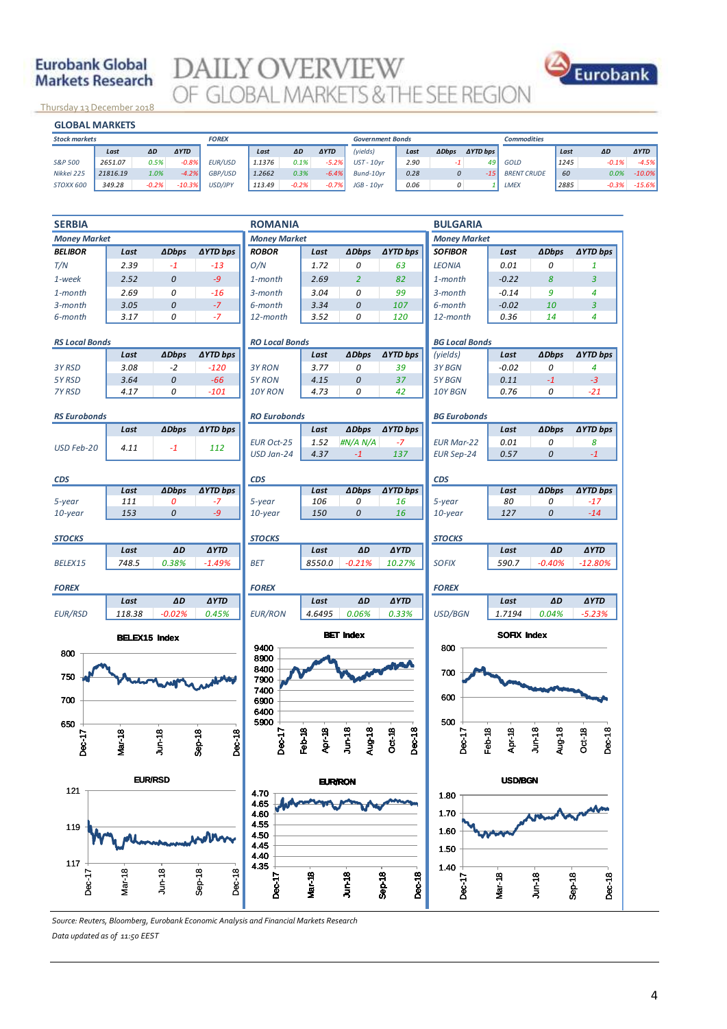# Eurobank Global Markets Research

# DAILY OVERVIEW OF GLOBAL MARKETS & THE SEE REGION

Thursday 13 December 2018

## GLOBAL MARKETS

| Stock markets | Last | ΔD | ΔYTD | FOREX | Last | ΔD | ΔYTD | Government Bonds (yields) | Last | ΔDbps | ΔYTD bps | Commodities | Last | ΔD | ΔYTD |
|---|---|---|---|---|---|---|---|---|---|---|---|---|---|---|---|
| S&P 500 | 2651.07 | 0.5% | -0.8% | EUR/USD | 1.1376 | 0.1% | -5.2% | UST - 10yr | 2.90 | -1 | 49 | GOLD | 1245 | -0.1% | -4.5% |
| Nikkei 225 | 21816.19 | 1.0% | -4.2% | GBP/USD | 1.2662 | 0.3% | -6.4% | Bund-10yr | 0.28 | 0 | -15 | BRENT CRUDE | 60 | 0.0% | -10.0% |
| STOXX 600 | 349.28 | -0.2% | -10.3% | USD/JPY | 113.49 | -0.2% | -0.7% | JGB - 10yr | 0.06 | 0 | 1 | LMEX | 2885 | -0.3% | -15.6% |

## SERBIA

**Money Market**

| BELIBOR | Last | ΔDbps | ΔYTD bps |
|---|---|---|---|
| T/N | 2.39 | -1 | -13 |
| 1-week | 2.52 | 0 | -9 |
| 1-month | 2.69 | 0 | -16 |
| 3-month | 3.05 | 0 | -7 |
| 6-month | 3.17 | 0 | -7 |

**RS Local Bonds**

| | Last | ΔDbps | ΔYTD bps |
|---|---|---|---|
| 3Y RSD | 3.08 | -2 | -120 |
| 5Y RSD | 3.64 | 0 | -66 |
| 7Y RSD | 4.17 | 0 | -101 |

**RS Eurobonds**

| | Last | ΔDbps | ΔYTD bps |
|---|---|---|---|
| USD Feb-20 | 4.11 | -1 | 112 |

**CDS**

| | Last | ΔDbps | ΔYTD bps |
|---|---|---|---|
| 5-year | 111 | 0 | -7 |
| 10-year | 153 | 0 | -9 |

**STOCKS**

| | Last | ΔD | ΔYTD |
|---|---|---|---|
| BELEX15 | 748.5 | 0.38% | -1.49% |

**FOREX**

| | Last | ΔD | ΔYTD |
|---|---|---|---|
| EUR/RSD | 118.38 | -0.02% | 0.45% |

## ROMANIA

**Money Market**

| ROBOR | Last | ΔDbps | ΔYTD bps |
|---|---|---|---|
| O/N | 1.72 | 0 | 63 |
| 1-month | 2.69 | 2 | 82 |
| 3-month | 3.04 | 0 | 99 |
| 6-month | 3.34 | 0 | 107 |
| 12-month | 3.52 | 0 | 120 |

**RO Local Bonds**

| | Last | ΔDbps | ΔYTD bps |
|---|---|---|---|
| 3Y RON | 3.77 | 0 | 39 |
| 5Y RON | 4.15 | 0 | 37 |
| 10Y RON | 4.73 | 0 | 42 |

**RO Eurobonds**

| | Last | ΔDbps | ΔYTD bps |
|---|---|---|---|
| EUR Oct-25 | 1.52 | #N/A N/A | -7 |
| USD Jan-24 | 4.37 | -1 | 137 |

**CDS**

| | Last | ΔDbps | ΔYTD bps |
|---|---|---|---|
| 5-year | 106 | 0 | 16 |
| 10-year | 150 | 0 | 16 |

**STOCKS**

| | Last | ΔD | ΔYTD |
|---|---|---|---|
| BET | 8550.0 | -0.21% | 10.27% |

**FOREX**

| | Last | ΔD | ΔYTD |
|---|---|---|---|
| EUR/RON | 4.6495 | 0.06% | 0.33% |

## BULGARIA

**Money Market**

| SOFIBOR | Last | ΔDbps | ΔYTD bps |
|---|---|---|---|
| LEONIA | 0.01 | 0 | 1 |
| 1-month | -0.22 | 8 | 3 |
| 3-month | -0.14 | 9 | 4 |
| 6-month | -0.02 | 10 | 3 |
| 12-month | 0.36 | 14 | 4 |

**BG Local Bonds**

| (yields) | Last | ΔDbps | ΔYTD bps |
|---|---|---|---|
| 3Y BGN | -0.02 | 0 | 4 |
| 5Y BGN | 0.11 | -1 | -3 |
| 10Y BGN | 0.76 | 0 | -21 |

**BG Eurobonds**

| | Last | ΔDbps | ΔYTD bps |
|---|---|---|---|
| EUR Mar-22 | 0.01 | 0 | 8 |
| EUR Sep-24 | 0.57 | 0 | -1 |

**CDS**

| | Last | ΔDbps | ΔYTD bps |
|---|---|---|---|
| 5-year | 80 | 0 | -17 |
| 10-year | 127 | 0 | -14 |

**STOCKS**

| | Last | ΔD | ΔYTD |
|---|---|---|---|
| SOFIX | 590.7 | -0.40% | -12.80% |

**FOREX**

| | Last | ΔD | ΔYTD |
|---|---|---|---|
| USD/BGN | 1.7194 | 0.04% | -5.23% |

BELEX15 Index

BET Index

SOFIX Index

EUR/RSD

EUR/RON

USD/BGN

Source: Reuters, Bloomberg, Eurobank Economic Analysis and Financial Markets Research

Data updated as of 11:50 EEST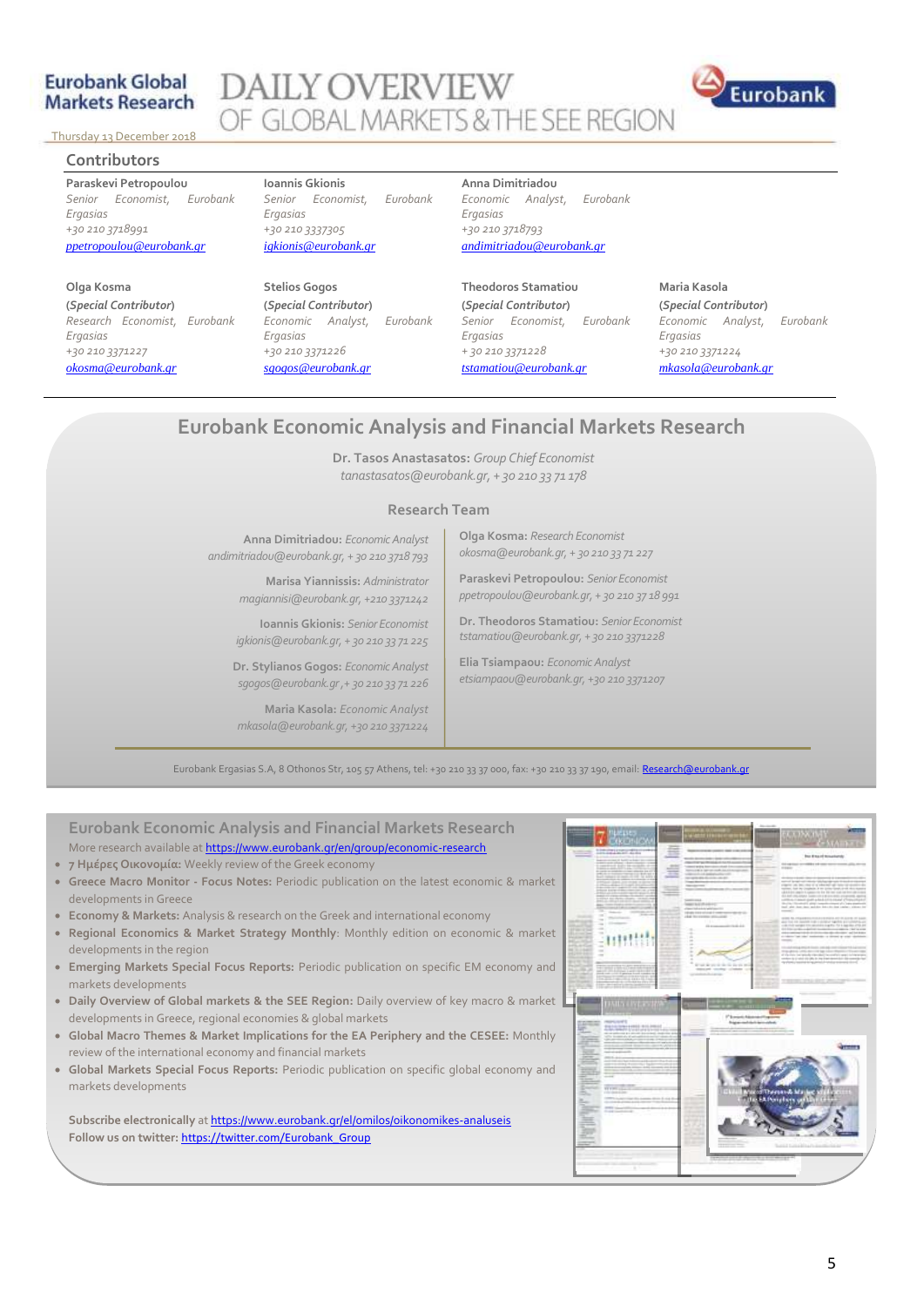## Contributors

**Paraskevi Petropoulou**
*Senior Economist, Eurobank Ergasias*
*+30 210 3718991*
*ppetropoulou@eurobank.gr*

**Ioannis Gkionis**
*Senior Economist, Eurobank Ergasias*
*+30 210 3337305*
*igkionis@eurobank.gr*

**Anna Dimitriadou**
*Economic Analyst, Eurobank Ergasias*
*+30 210 3718793*
*andimitriadou@eurobank.gr*

**Olga Kosma**
(***Special Contributor***)
*Research Economist, Eurobank Ergasias*
*+30 210 3371227*
*okosma@eurobank.gr*

**Stelios Gogos**
(***Special Contributor***)
*Economic Analyst, Eurobank Ergasias*
*+30 210 3371226*
*sgogos@eurobank.gr*

**Theodoros Stamatiou**
(***Special Contributor***)
*Senior Economist, Eurobank Ergasias*
*+ 30 210 3371228*
*tstamatiou@eurobank.gr*

**Maria Kasola**
(***Special Contributor***)
*Economic Analyst, Eurobank Ergasias*
*+30 210 3371224*
*mkasola@eurobank.gr*

## Eurobank Economic Analysis and Financial Markets Research

**Dr. Tasos Anastasatos:** *Group Chief Economist*
*tanastasatos@eurobank.gr, + 30 210 33 71 178*

### Research Team

**Anna Dimitriadou:** *Economic Analyst*
*andimitriadou@eurobank.gr, + 30 210 3718 793*

**Marisa Yiannissis:** *Administrator*
*magiannisi@eurobank.gr, +210 3371242*

**Ioannis Gkionis:** *Senior Economist*
*igkionis@eurobank.gr, + 30 210 33 71 225*

**Dr. Stylianos Gogos:** *Economic Analyst*
*sgogos@eurobank.gr ,+ 30 210 33 71 226*

**Maria Kasola:** *Economic Analyst*
*mkasola@eurobank.gr, +30 210 3371224*

**Olga Kosma:** *Research Economist*
*okosma@eurobank.gr, + 30 210 33 71 227*

**Paraskevi Petropoulou:** *Senior Economist*
*ppetropoulou@eurobank.gr, + 30 210 37 18 991*

**Dr. Theodoros Stamatiou:** *Senior Economist*
*tstamatiou@eurobank.gr, + 30 210 3371228*

**Elia Tsiampaou:** *Economic Analyst*
*etsiampaou@eurobank.gr, +30 210 3371207*

Eurobank Ergasias S.A, 8 Othonos Str, 105 57 Athens, tel: +30 210 33 37 000, fax: +30 210 33 37 190, email: Research@eurobank.gr

## Eurobank Economic Analysis and Financial Markets Research

More research available at https://www.eurobank.gr/en/group/economic-research

- **7 Ημέρες Οικονομία:** Weekly review of the Greek economy
- **Greece Macro Monitor - Focus Notes:** Periodic publication on the latest economic & market developments in Greece
- **Economy & Markets:** Analysis & research on the Greek and international economy
- **Regional Economics & Market Strategy Monthly**: Monthly edition on economic & market developments in the region
- **Emerging Markets Special Focus Reports:** Periodic publication on specific EM economy and markets developments
- **Daily Overview of Global markets & the SEE Region:** Daily overview of key macro & market developments in Greece, regional economies & global markets
- **Global Macro Themes & Market Implications for the EA Periphery and the CESEE:** Monthly review of the international economy and financial markets
- **Global Markets Special Focus Reports:** Periodic publication on specific global economy and markets developments

**Subscribe electronically** at https://www.eurobank.gr/el/omilos/oikonomikes-analuseis
**Follow us on twitter:** https://twitter.com/Eurobank_Group